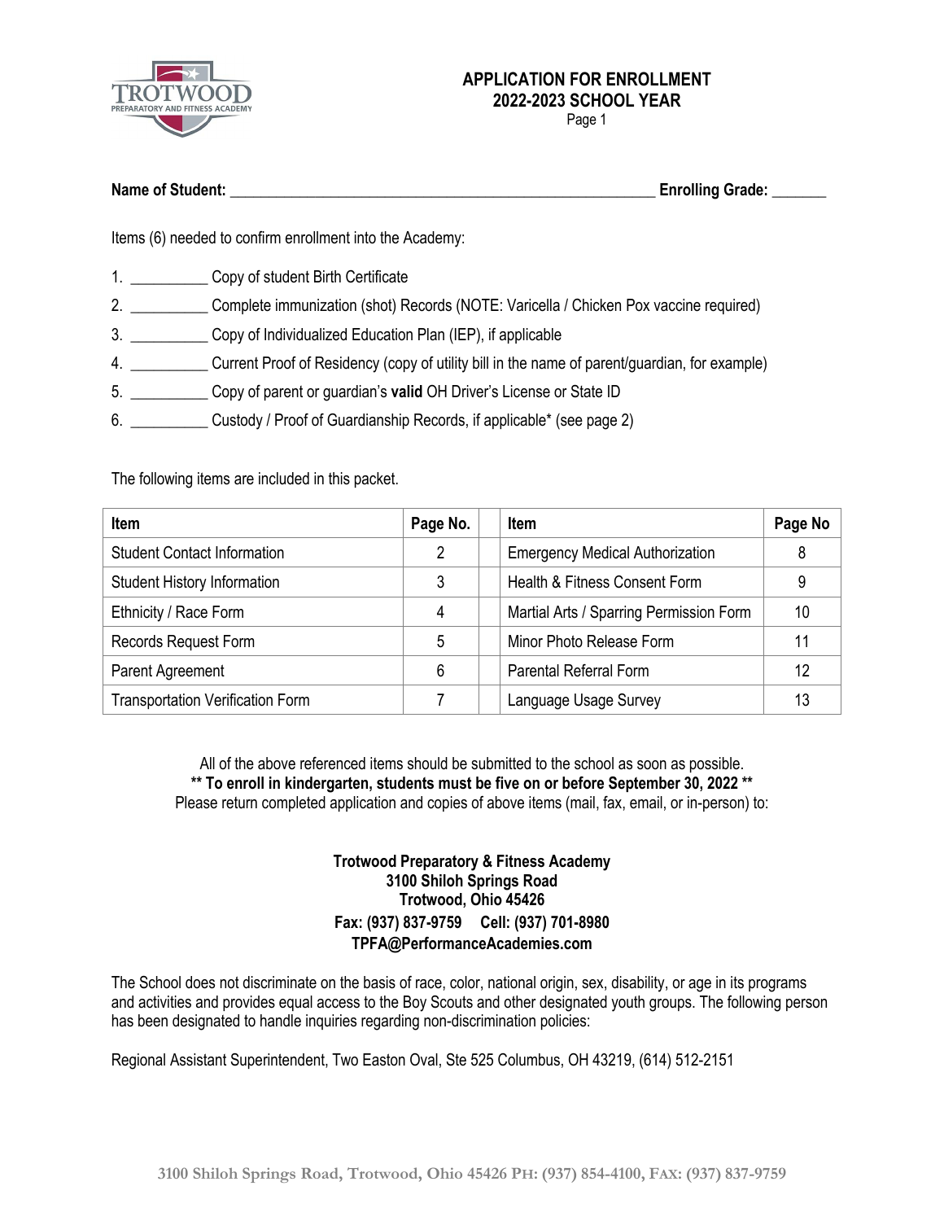# APPLICATION FOR ENROLLMENT
## 2022-2023 SCHOOL YEAR

**Name of Student:** ______________________________________________________ **Enrolling Grade:** _______

Items (6) needed to confirm enrollment into the Academy:

1. __________ Copy of student Birth Certificate
2. __________ Complete immunization (shot) Records (NOTE: Varicella / Chicken Pox vaccine required)
3. __________ Copy of Individualized Education Plan (IEP), if applicable
4. __________ Current Proof of Residency (copy of utility bill in the name of parent/guardian, for example)
5. __________ Copy of parent or guardian's **valid** OH Driver's License or State ID
6. __________ Custody / Proof of Guardianship Records, if applicable* (see page 2)

The following items are included in this packet.

| Item | Page No. | | Item | Page No |
|---|---|---|---|---|
| Student Contact Information | 2 | | Emergency Medical Authorization | 8 |
| Student History Information | 3 | | Health & Fitness Consent Form | 9 |
| Ethnicity / Race Form | 4 | | Martial Arts / Sparring Permission Form | 10 |
| Records Request Form | 5 | | Minor Photo Release Form | 11 |
| Parent Agreement | 6 | | Parental Referral Form | 12 |
| Transportation Verification Form | 7 | | Language Usage Survey | 13 |

All of the above referenced items should be submitted to the school as soon as possible.
**** To enroll in kindergarten, students must be five on or before September 30, 2022 ****
Please return completed application and copies of above items (mail, fax, email, or in-person) to:

**Trotwood Preparatory & Fitness Academy**
**3100 Shiloh Springs Road**
**Trotwood, Ohio 45426**
**Fax: (937) 837-9759 Cell: (937) 701-8980**
**TPFA@PerformanceAcademies.com**

The School does not discriminate on the basis of race, color, national origin, sex, disability, or age in its programs and activities and provides equal access to the Boy Scouts and other designated youth groups. The following person has been designated to handle inquiries regarding non-discrimination policies:

Regional Assistant Superintendent, Two Easton Oval, Ste 525 Columbus, OH 43219, (614) 512-2151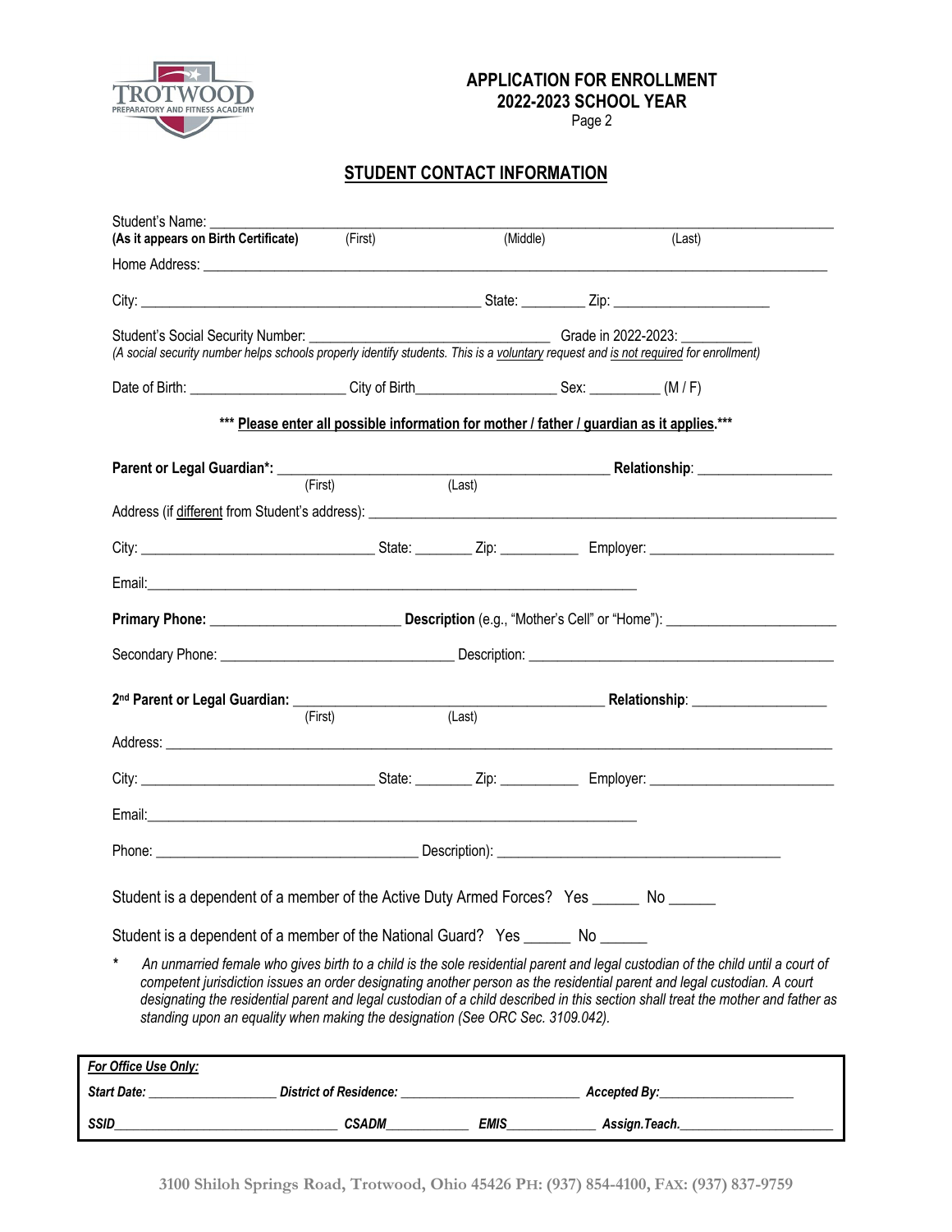**APPLICATION FOR ENROLLMENT**
**2022-2023 SCHOOL YEAR**
Page 2

## STUDENT CONTACT INFORMATION

Student's Name: ______________________________________________________________________
**(As it appears on Birth Certificate)** (First) (Middle) (Last)

Home Address: ______________________________________________________________________

City: ____________________________________________ State: ________ Zip: ____________________

Student's Social Security Number: ________________________________ Grade in 2022-2023: __________
*(A social security number helps schools properly identify students. This is a voluntary request and is not required for enrollment)*

Date of Birth: ____________________ City of Birth__________________ Sex: _________ (M / F)

*** **Please enter all possible information for mother / father / guardian as it applies.** ***

**Parent or Legal Guardian*:** ____________________________________ **Relationship**: ________________
(First) (Last)

Address (if different from Student's address): ____________________________________________________

City: _______________________________ State: _______ Zip: __________ Employer: ______________________

Email: ______________________________________________________________

**Primary Phone:** ________________________ **Description** (e.g., "Mother's Cell" or "Home"): ______________________

Secondary Phone: ______________________________ Description: ________________________________________

**2nd Parent or Legal Guardian:** ____________________________________ **Relationship**: ________________
(First) (Last)

Address: ______________________________________________________________________________________

City: _______________________________ State: _______ Zip: __________ Employer: ______________________

Email: ______________________________________________________________

Phone: __________________________________ Description): ____________________________________

Student is a dependent of a member of the Active Duty Armed Forces? Yes ______ No ______

Student is a dependent of a member of the National Guard? Yes ______ No ______

\* *An unmarried female who gives birth to a child is the sole residential parent and legal custodian of the child until a court of competent jurisdiction issues an order designating another person as the residential parent and legal custodian. A court designating the residential parent and legal custodian of a child described in this section shall treat the mother and father as standing upon an equality when making the designation (See ORC Sec. 3109.042).*

***For Office Use Only:***

***Start Date:*** _________________ ***District of Residence:*** ________________________ ***Accepted By:*** __________________

***SSID*** ______________________________ ***CSADM*** ___________ ***EMIS*** ____________ ***Assign.Teach.*** ______________________

**3100 Shiloh Springs Road, Trotwood, Ohio 45426 PH: (937) 854-4100, FAX: (937) 837-9759**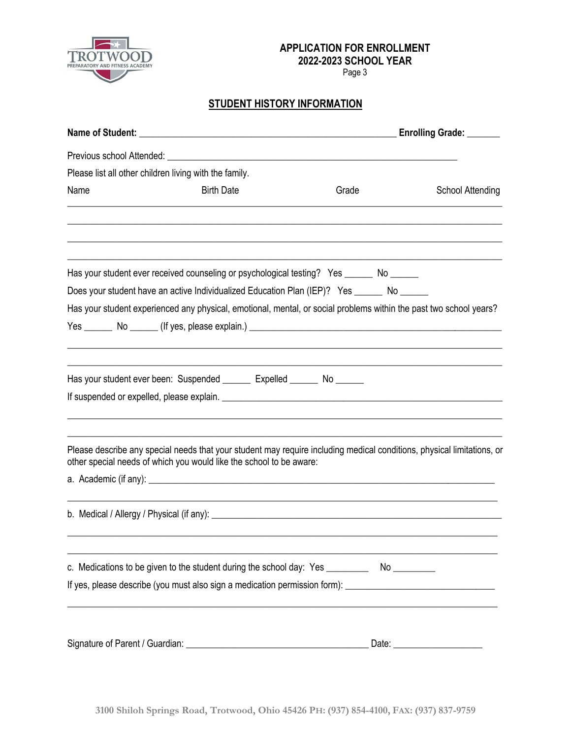**APPLICATION FOR ENROLLMENT**
**2022-2023 SCHOOL YEAR**

## STUDENT HISTORY INFORMATION

**Name of Student:** ________________________________________________ **Enrolling Grade:** _______

Previous school Attended: ____________________________________________________________

Please list all other children living with the family.

| Name | Birth Date | Grade | School Attending |
|---|---|---|---|
| | | | |
| | | | |
| | | | |
| | | | |

Has your student ever received counseling or psychological testing? Yes ______ No ______

Does your student have an active Individualized Education Plan (IEP)? Yes ______ No ______

Has your student experienced any physical, emotional, mental, or social problems within the past two school years?

Yes ______ No ______ (If yes, please explain.) ____________________________________________________

_____________________________________________________________________________________

_____________________________________________________________________________________

Has your student ever been: Suspended ______ Expelled ______ No ______

If suspended or expelled, please explain. ______________________________________________________

_____________________________________________________________________________________

_____________________________________________________________________________________

Please describe any special needs that your student may require including medical conditions, physical limitations, or other special needs of which you would like the school to be aware:

a. Academic (if any): ________________________________________________________________________

_____________________________________________________________________________________

b. Medical / Allergy / Physical (if any): _________________________________________________________

_____________________________________________________________________________________

_____________________________________________________________________________________

c. Medications to be given to the student during the school day: Yes _________ No _________

If yes, please describe (you must also sign a medication permission form): ______________________________

_____________________________________________________________________________________

Signature of Parent / Guardian: _______________________________________ Date: ___________________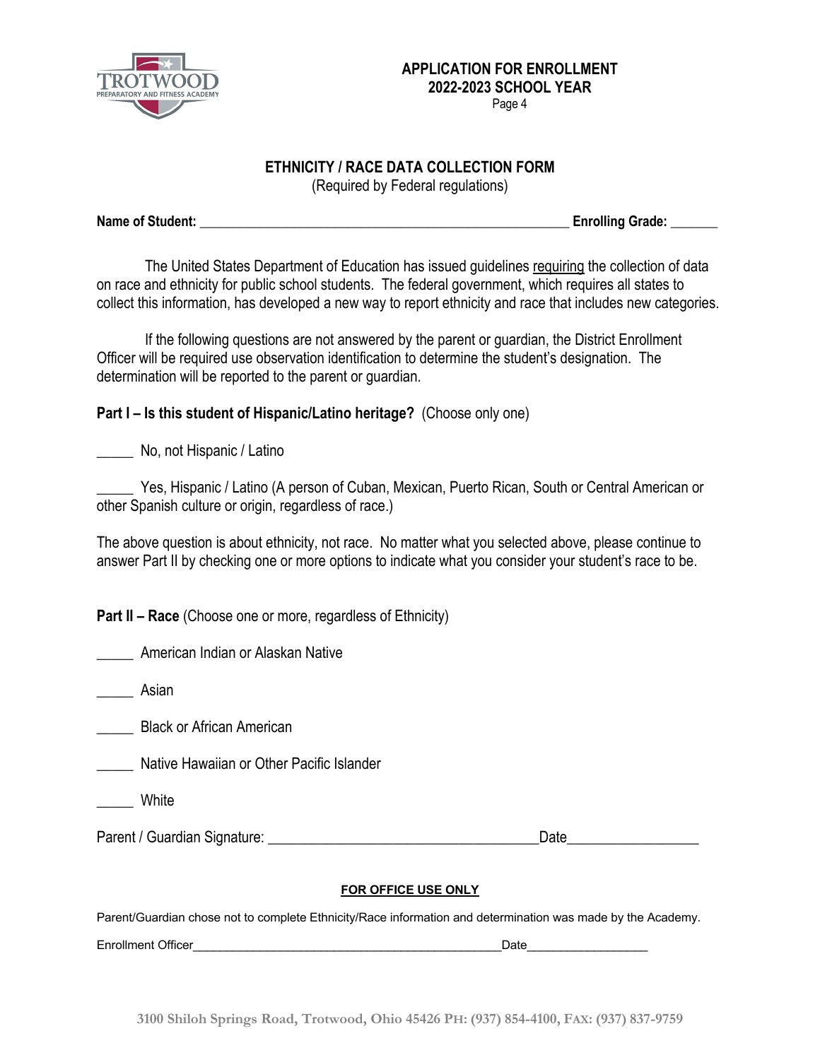**APPLICATION FOR ENROLLMENT**
**2022-2023 SCHOOL YEAR**
Page 4

## ETHNICITY / RACE DATA COLLECTION FORM

(Required by Federal regulations)

**Name of Student:** ____________________________________________________ **Enrolling Grade:** _______

The United States Department of Education has issued guidelines requiring the collection of data on race and ethnicity for public school students. The federal government, which requires all states to collect this information, has developed a new way to report ethnicity and race that includes new categories.

If the following questions are not answered by the parent or guardian, the District Enrollment Officer will be required use observation identification to determine the student's designation. The determination will be reported to the parent or guardian.

**Part I – Is this student of Hispanic/Latino heritage?** (Choose only one)

_____ No, not Hispanic / Latino

_____ Yes, Hispanic / Latino (A person of Cuban, Mexican, Puerto Rican, South or Central American or other Spanish culture or origin, regardless of race.)

The above question is about ethnicity, not race. No matter what you selected above, please continue to answer Part II by checking one or more options to indicate what you consider your student's race to be.

**Part II – Race** (Choose one or more, regardless of Ethnicity)

_____ American Indian or Alaskan Native

_____ Asian

_____ Black or African American

_____ Native Hawaiian or Other Pacific Islander

_____ White

Parent / Guardian Signature: ____________________________________Date_________________

**FOR OFFICE USE ONLY**

Parent/Guardian chose not to complete Ethnicity/Race information and determination was made by the Academy.

Enrollment Officer_____________________________________________Date__________________

3100 Shiloh Springs Road, Trotwood, Ohio 45426 PH: (937) 854-4100, FAX: (937) 837-9759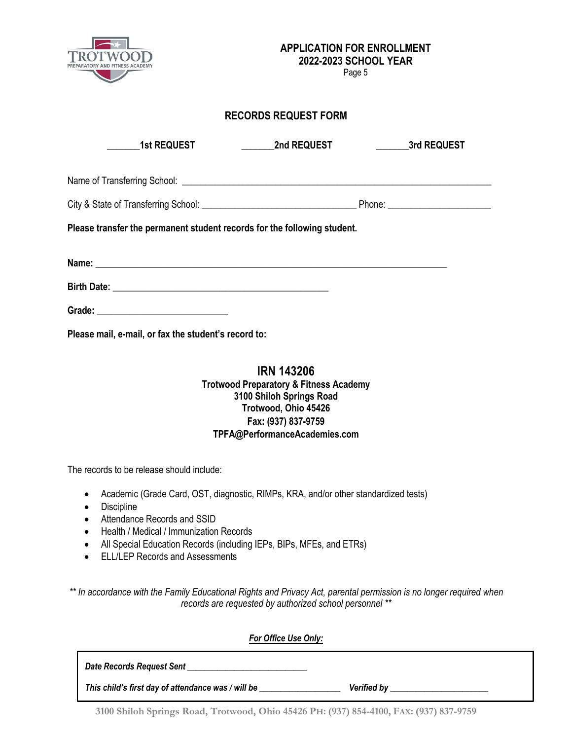**APPLICATION FOR ENROLLMENT**
**2022-2023 SCHOOL YEAR**
Page 5

## RECORDS REQUEST FORM

**_______1st REQUEST** **_______2nd REQUEST** **_______3rd REQUEST**

Name of Transferring School: ______________________________________________________________

City & State of Transferring School: _________________________________ Phone: ______________________

**Please transfer the permanent student records for the following student.**

**Name:** ___________________________________________________________________________

**Birth Date:** _______________________________________________

**Grade:** ____________________________

**Please mail, e-mail, or fax the student's record to:**

**IRN 143206**
**Trotwood Preparatory & Fitness Academy**
**3100 Shiloh Springs Road**
**Trotwood, Ohio 45426**
**Fax: (937) 837-9759**
**TPFA@PerformanceAcademies.com**

The records to be release should include:

- Academic (Grade Card, OST, diagnostic, RIMPs, KRA, and/or other standardized tests)
- Discipline
- Attendance Records and SSID
- Health / Medical / Immunization Records
- All Special Education Records (including IEPs, BIPs, MFEs, and ETRs)
- ELL/LEP Records and Assessments

*** In accordance with the Family Educational Rights and Privacy Act, parental permission is no longer required when records are requested by authorized school personnel ***

***For Office Use Only:***

***Date Records Request Sent*** ___________________________

***This child's first day of attendance was / will be*** __________________ ***Verified by*** ______________________

**3100 Shiloh Springs Road, Trotwood, Ohio 45426 PH: (937) 854-4100, FAX: (937) 837-9759**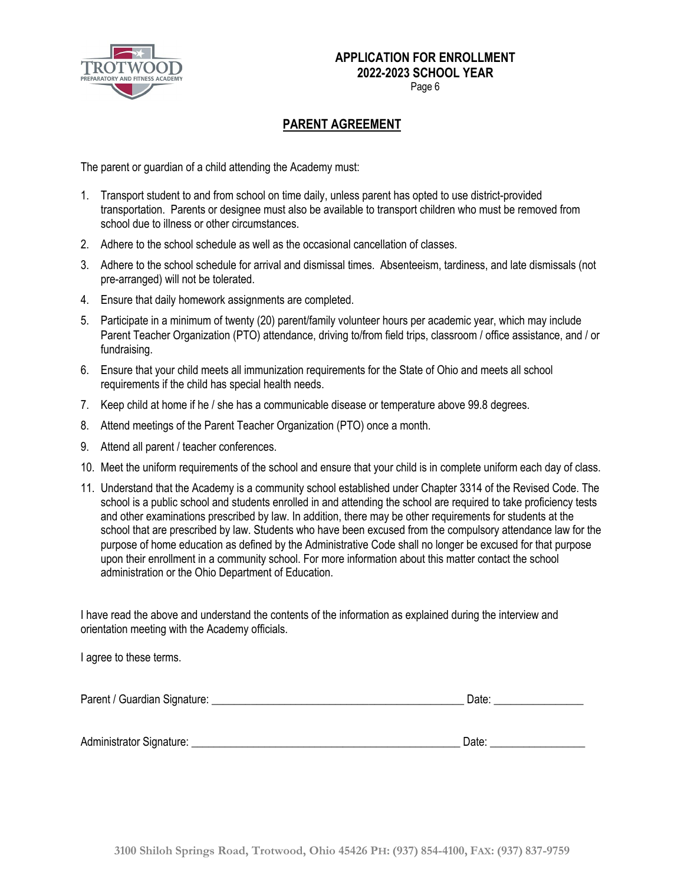**APPLICATION FOR ENROLLMENT**
**2022-2023 SCHOOL YEAR**

## PARENT AGREEMENT

The parent or guardian of a child attending the Academy must:

1. Transport student to and from school on time daily, unless parent has opted to use district-provided transportation. Parents or designee must also be available to transport children who must be removed from school due to illness or other circumstances.
2. Adhere to the school schedule as well as the occasional cancellation of classes.
3. Adhere to the school schedule for arrival and dismissal times. Absenteeism, tardiness, and late dismissals (not pre-arranged) will not be tolerated.
4. Ensure that daily homework assignments are completed.
5. Participate in a minimum of twenty (20) parent/family volunteer hours per academic year, which may include Parent Teacher Organization (PTO) attendance, driving to/from field trips, classroom / office assistance, and / or fundraising.
6. Ensure that your child meets all immunization requirements for the State of Ohio and meets all school requirements if the child has special health needs.
7. Keep child at home if he / she has a communicable disease or temperature above 99.8 degrees.
8. Attend meetings of the Parent Teacher Organization (PTO) once a month.
9. Attend all parent / teacher conferences.
10. Meet the uniform requirements of the school and ensure that your child is in complete uniform each day of class.
11. Understand that the Academy is a community school established under Chapter 3314 of the Revised Code. The school is a public school and students enrolled in and attending the school are required to take proficiency tests and other examinations prescribed by law. In addition, there may be other requirements for students at the school that are prescribed by law. Students who have been excused from the compulsory attendance law for the purpose of home education as defined by the Administrative Code shall no longer be excused for that purpose upon their enrollment in a community school. For more information about this matter contact the school administration or the Ohio Department of Education.

I have read the above and understand the contents of the information as explained during the interview and orientation meeting with the Academy officials.

I agree to these terms.

Parent / Guardian Signature: _____________________________________________ Date: ________________

Administrator Signature: ________________________________________________ Date: _________________

**3100 Shiloh Springs Road, Trotwood, Ohio 45426 PH: (937) 854-4100, FAX: (937) 837-9759**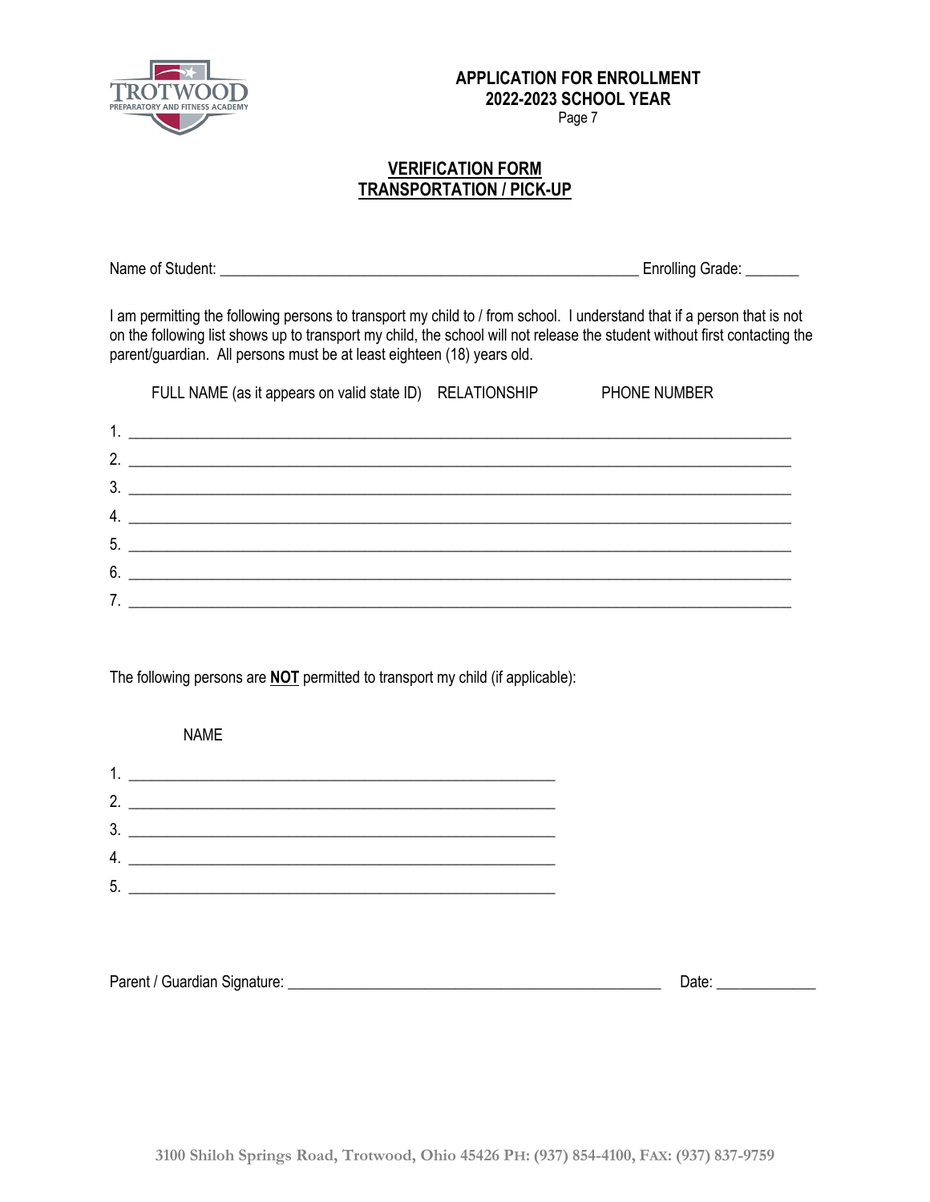**APPLICATION FOR ENROLLMENT**
**2022-2023 SCHOOL YEAR**

## VERIFICATION FORM
## TRANSPORTATION / PICK-UP

Name of Student: ________________________________________________________ Enrolling Grade: _______

I am permitting the following persons to transport my child to / from school. I understand that if a person that is not on the following list shows up to transport my child, the school will not release the student without first contacting the parent/guardian. All persons must be at least eighteen (18) years old.

FULL NAME (as it appears on valid state ID) RELATIONSHIP PHONE NUMBER

1. ________________________________________________________________________________
2. ________________________________________________________________________________
3. ________________________________________________________________________________
4. ________________________________________________________________________________
5. ________________________________________________________________________________
6. ________________________________________________________________________________
7. ________________________________________________________________________________

The following persons are **NOT** permitted to transport my child (if applicable):

NAME

1. ________________________________________________________
2. ________________________________________________________
3. ________________________________________________________
4. ________________________________________________________
5. ________________________________________________________

Parent / Guardian Signature: __________________________________________________ Date: _____________

3100 Shiloh Springs Road, Trotwood, Ohio 45426 PH: (937) 854-4100, FAX: (937) 837-9759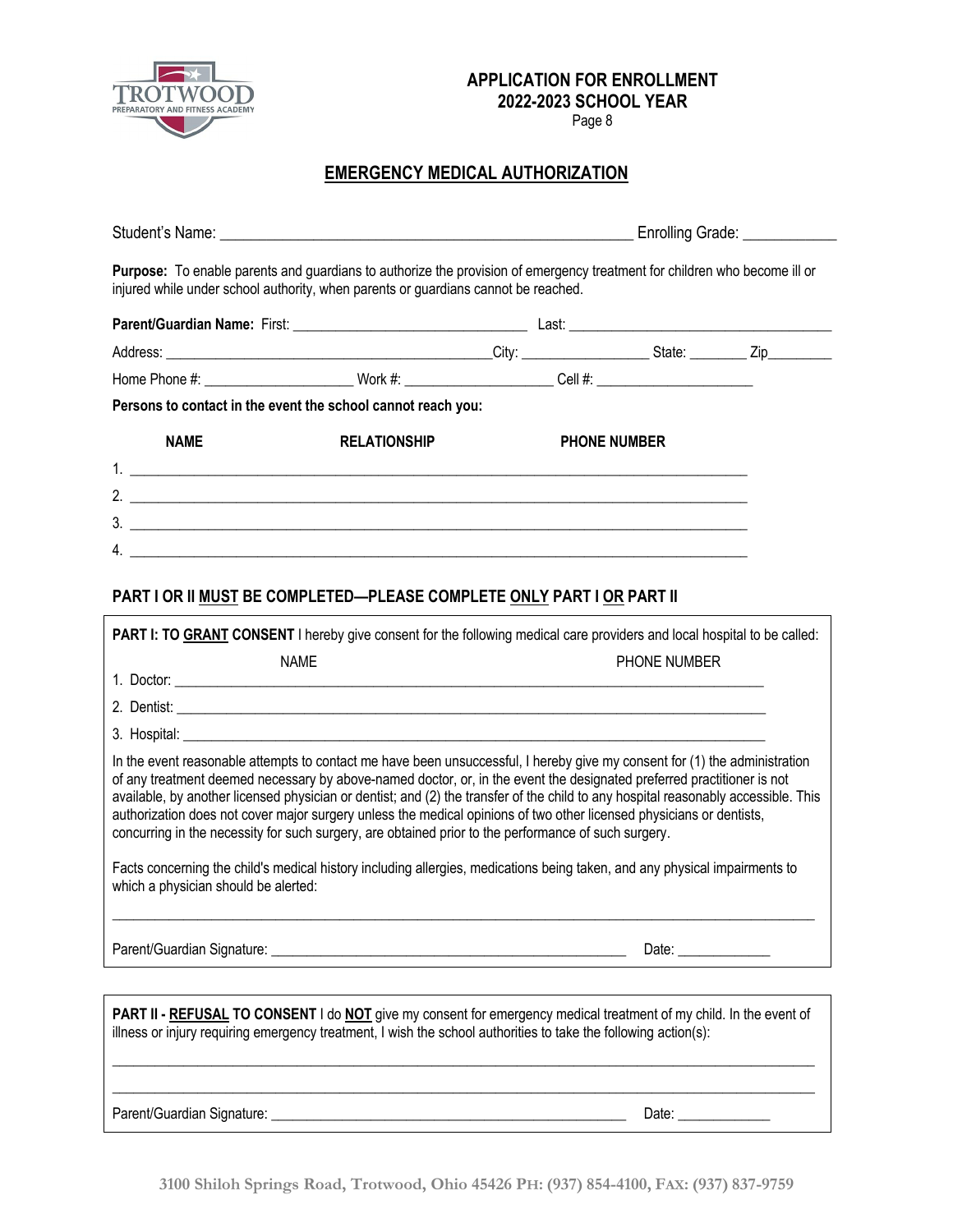# APPLICATION FOR ENROLLMENT
## 2022-2023 SCHOOL YEAR

## EMERGENCY MEDICAL AUTHORIZATION

Student's Name: ______________________________________________________ Enrolling Grade: ____________

**Purpose:** To enable parents and guardians to authorize the provision of emergency treatment for children who become ill or injured while under school authority, when parents or guardians cannot be reached.

**Parent/Guardian Name:** First: ________________________________ Last: ____________________________________

Address: _____________________________________________City: _________________ State: ________ Zip_________

Home Phone #: ____________________ Work #: ____________________ Cell #: ______________________

**Persons to contact in the event the school cannot reach you:**

| | **NAME** | **RELATIONSHIP** | **PHONE NUMBER** |
|---|---|---|---|
| 1. | | | |
| 2. | | | |
| 3. | | | |
| 4. | | | |

### PART I OR II MUST BE COMPLETED—PLEASE COMPLETE ONLY PART I OR PART II

**PART I: TO GRANT CONSENT** I hereby give consent for the following medical care providers and local hospital to be called:

| | NAME | PHONE NUMBER |
|---|---|---|
| 1. Doctor: | | |
| 2. Dentist: | | |
| 3. Hospital: | | |

In the event reasonable attempts to contact me have been unsuccessful, I hereby give my consent for (1) the administration of any treatment deemed necessary by above-named doctor, or, in the event the designated preferred practitioner is not available, by another licensed physician or dentist; and (2) the transfer of the child to any hospital reasonably accessible. This authorization does not cover major surgery unless the medical opinions of two other licensed physicians or dentists, concurring in the necessity for such surgery, are obtained prior to the performance of such surgery.

Facts concerning the child's medical history including allergies, medications being taken, and any physical impairments to which a physician should be alerted:

____________________________________________________________________________________________________

Parent/Guardian Signature: _________________________________________________ Date: _____________

**PART II - REFUSAL TO CONSENT** I do **NOT** give my consent for emergency medical treatment of my child. In the event of illness or injury requiring emergency treatment, I wish the school authorities to take the following action(s):

____________________________________________________________________________________________________

____________________________________________________________________________________________________

Parent/Guardian Signature: _________________________________________________ Date: _____________

3100 Shiloh Springs Road, Trotwood, Ohio 45426 PH: (937) 854-4100, FAX: (937) 837-9759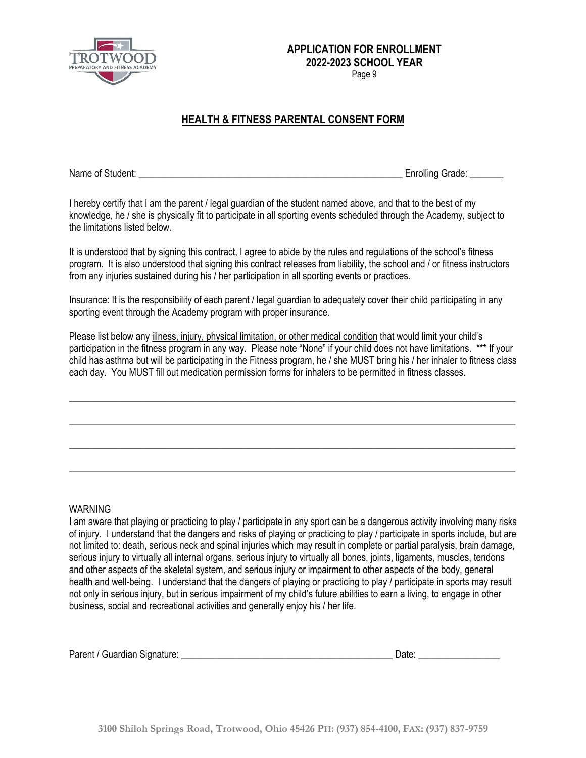**APPLICATION FOR ENROLLMENT**
**2022-2023 SCHOOL YEAR**

## HEALTH & FITNESS PARENTAL CONSENT FORM

Name of Student: ________________________________________________________ Enrolling Grade: _______

I hereby certify that I am the parent / legal guardian of the student named above, and that to the best of my knowledge, he / she is physically fit to participate in all sporting events scheduled through the Academy, subject to the limitations listed below.

It is understood that by signing this contract, I agree to abide by the rules and regulations of the school's fitness program. It is also understood that signing this contract releases from liability, the school and / or fitness instructors from any injuries sustained during his / her participation in all sporting events or practices.

Insurance: It is the responsibility of each parent / legal guardian to adequately cover their child participating in any sporting event through the Academy program with proper insurance.

Please list below any illness, injury, physical limitation, or other medical condition that would limit your child's participation in the fitness program in any way. Please note "None" if your child does not have limitations. *** If your child has asthma but will be participating in the Fitness program, he / she MUST bring his / her inhaler to fitness class each day. You MUST fill out medication permission forms for inhalers to be permitted in fitness classes.

_____________________________________________________________________________________________

_____________________________________________________________________________________________

_____________________________________________________________________________________________

_____________________________________________________________________________________________

WARNING
I am aware that playing or practicing to play / participate in any sport can be a dangerous activity involving many risks of injury. I understand that the dangers and risks of playing or practicing to play / participate in sports include, but are not limited to: death, serious neck and spinal injuries which may result in complete or partial paralysis, brain damage, serious injury to virtually all internal organs, serious injury to virtually all bones, joints, ligaments, muscles, tendons and other aspects of the skeletal system, and serious injury or impairment to other aspects of the body, general health and well-being. I understand that the dangers of playing or practicing to play / participate in sports may result not only in serious injury, but in serious impairment of my child's future abilities to earn a living, to engage in other business, social and recreational activities and generally enjoy his / her life.

Parent / Guardian Signature: ____________________________________________ Date: _________________

**3100 Shiloh Springs Road, Trotwood, Ohio 45426 PH: (937) 854-4100, FAX: (937) 837-9759**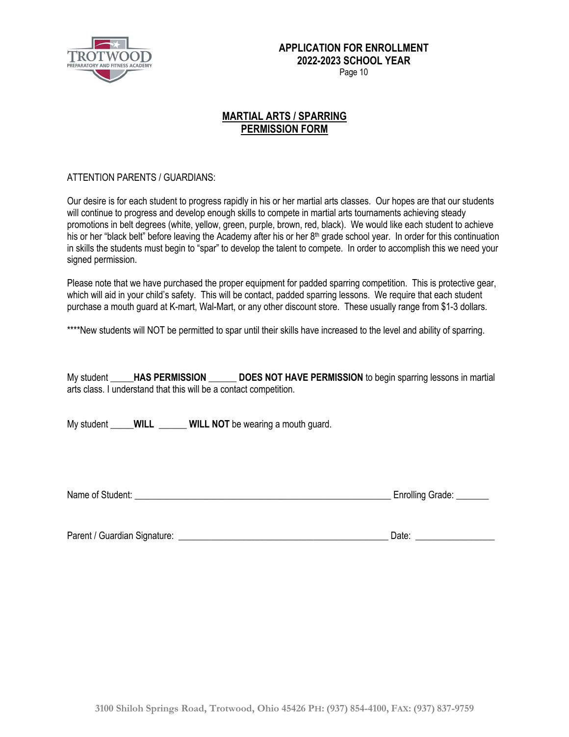**APPLICATION FOR ENROLLMENT**
**2022-2023 SCHOOL YEAR**

## MARTIAL ARTS / SPARRING PERMISSION FORM

ATTENTION PARENTS / GUARDIANS:

Our desire is for each student to progress rapidly in his or her martial arts classes. Our hopes are that our students will continue to progress and develop enough skills to compete in martial arts tournaments achieving steady promotions in belt degrees (white, yellow, green, purple, brown, red, black). We would like each student to achieve his or her "black belt" before leaving the Academy after his or her 8th grade school year. In order for this continuation in skills the students must begin to "spar" to develop the talent to compete. In order to accomplish this we need your signed permission.

Please note that we have purchased the proper equipment for padded sparring competition. This is protective gear, which will aid in your child's safety. This will be contact, padded sparring lessons. We require that each student purchase a mouth guard at K-mart, Wal-Mart, or any other discount store. These usually range from $1-3 dollars.

****New students will NOT be permitted to spar until their skills have increased to the level and ability of sparring.

My student _____**HAS PERMISSION** ______ **DOES NOT HAVE PERMISSION** to begin sparring lessons in martial arts class. I understand that this will be a contact competition.

My student _____**WILL** ______ **WILL NOT** be wearing a mouth guard.

Name of Student: ______________________________________________________ Enrolling Grade: _______

Parent / Guardian Signature: _____________________________________________ Date: ________________

3100 Shiloh Springs Road, Trotwood, Ohio 45426 PH: (937) 854-4100, FAX: (937) 837-9759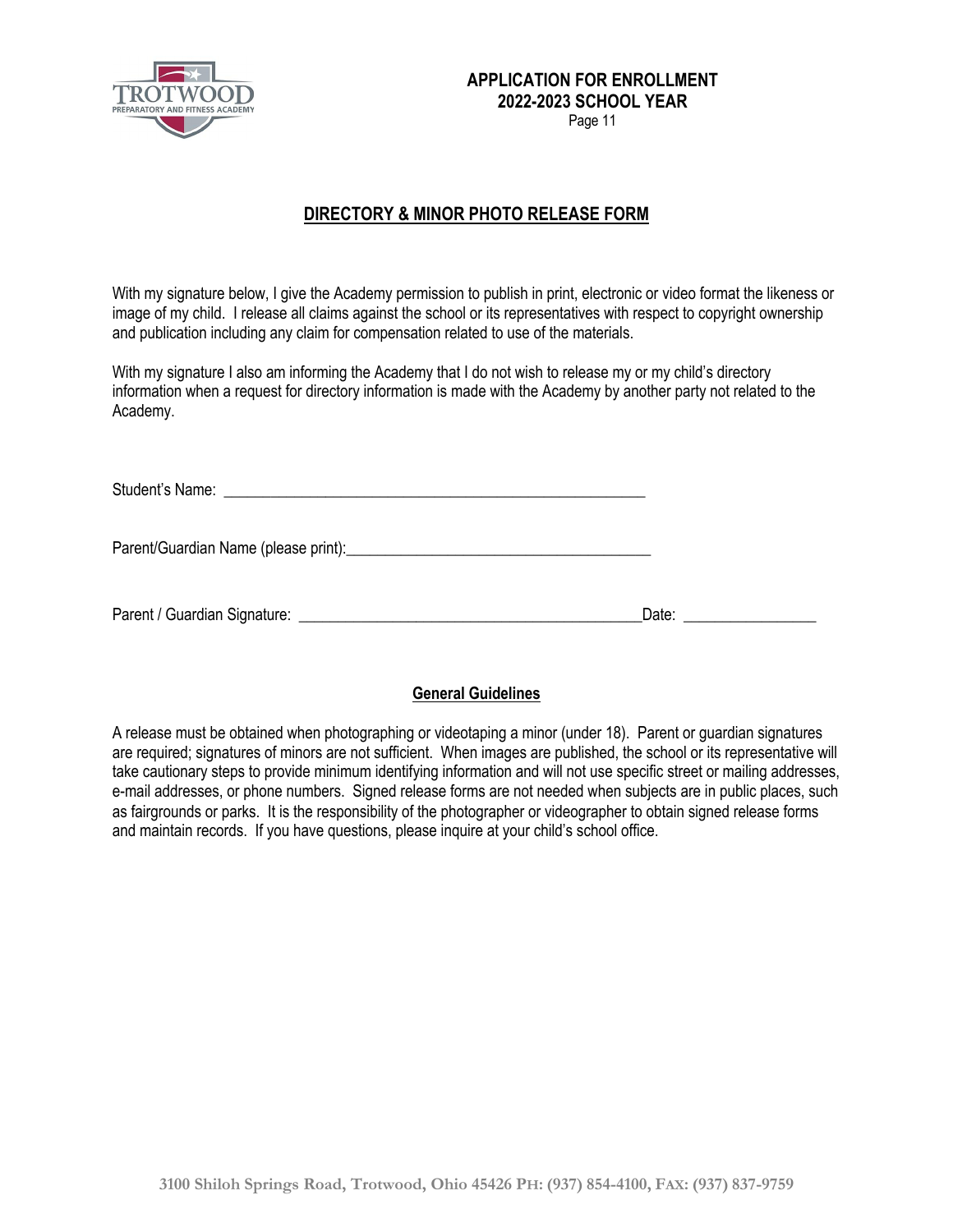**APPLICATION FOR ENROLLMENT**
**2022-2023 SCHOOL YEAR**

## DIRECTORY & MINOR PHOTO RELEASE FORM

With my signature below, I give the Academy permission to publish in print, electronic or video format the likeness or image of my child. I release all claims against the school or its representatives with respect to copyright ownership and publication including any claim for compensation related to use of the materials.

With my signature I also am informing the Academy that I do not wish to release my or my child's directory information when a request for directory information is made with the Academy by another party not related to the Academy.

Student's Name: ______________________________________________________

Parent/Guardian Name (please print):_______________________________________

Parent / Guardian Signature: _____________________________________________Date: _________________

### General Guidelines

A release must be obtained when photographing or videotaping a minor (under 18). Parent or guardian signatures are required; signatures of minors are not sufficient. When images are published, the school or its representative will take cautionary steps to provide minimum identifying information and will not use specific street or mailing addresses, e-mail addresses, or phone numbers. Signed release forms are not needed when subjects are in public places, such as fairgrounds or parks. It is the responsibility of the photographer or videographer to obtain signed release forms and maintain records. If you have questions, please inquire at your child's school office.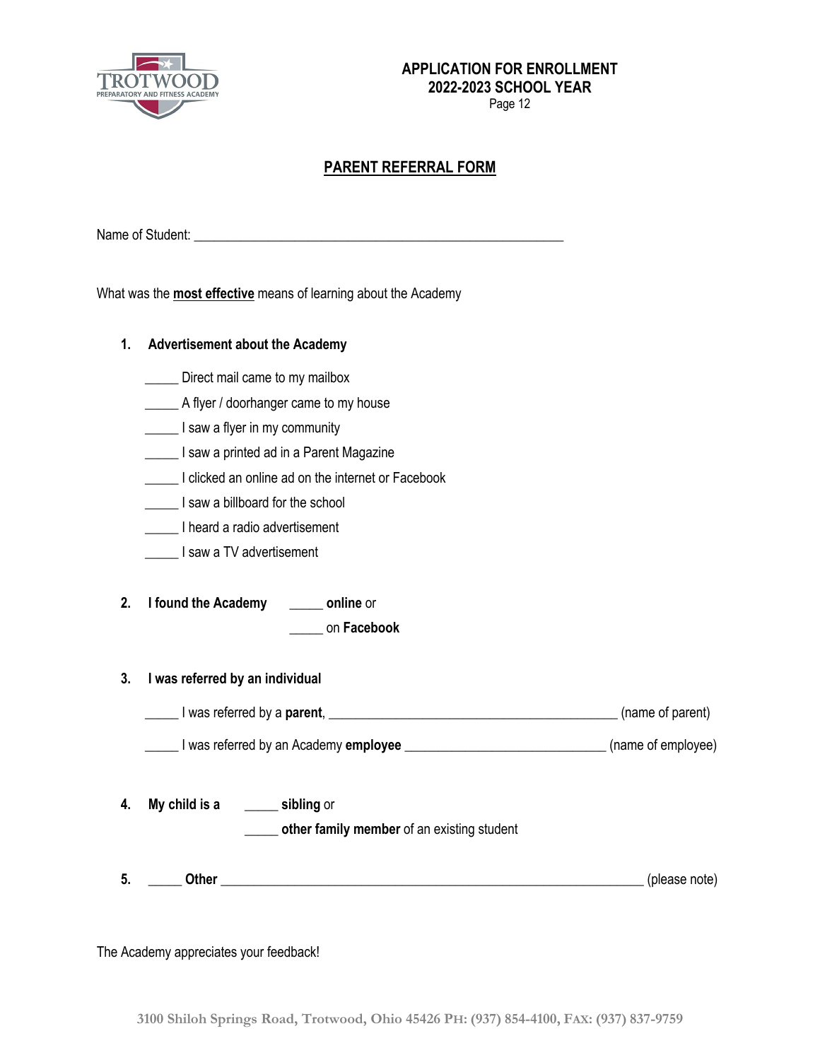**APPLICATION FOR ENROLLMENT**
**2022-2023 SCHOOL YEAR**

## PARENT REFERRAL FORM

Name of Student: ______________________________________________________

What was the **most effective** means of learning about the Academy

1. **Advertisement about the Academy**

   _____ Direct mail came to my mailbox
   _____ A flyer / doorhanger came to my house
   _____ I saw a flyer in my community
   _____ I saw a printed ad in a Parent Magazine
   _____ I clicked an online ad on the internet or Facebook
   _____ I saw a billboard for the school
   _____ I heard a radio advertisement
   _____ I saw a TV advertisement

2. **I found the Academy** _____ **online** or
   _____ on **Facebook**

3. **I was referred by an individual**

   _____ I was referred by a **parent**, __________________________________________ (name of parent)

   _____ I was referred by an Academy **employee** _____________________________ (name of employee)

4. **My child is a** _____ **sibling** or
   _____ **other family member** of an existing student

5. _____ **Other** _______________________________________________________________ (please note)

The Academy appreciates your feedback!

3100 Shiloh Springs Road, Trotwood, Ohio 45426 PH: (937) 854-4100, FAX: (937) 837-9759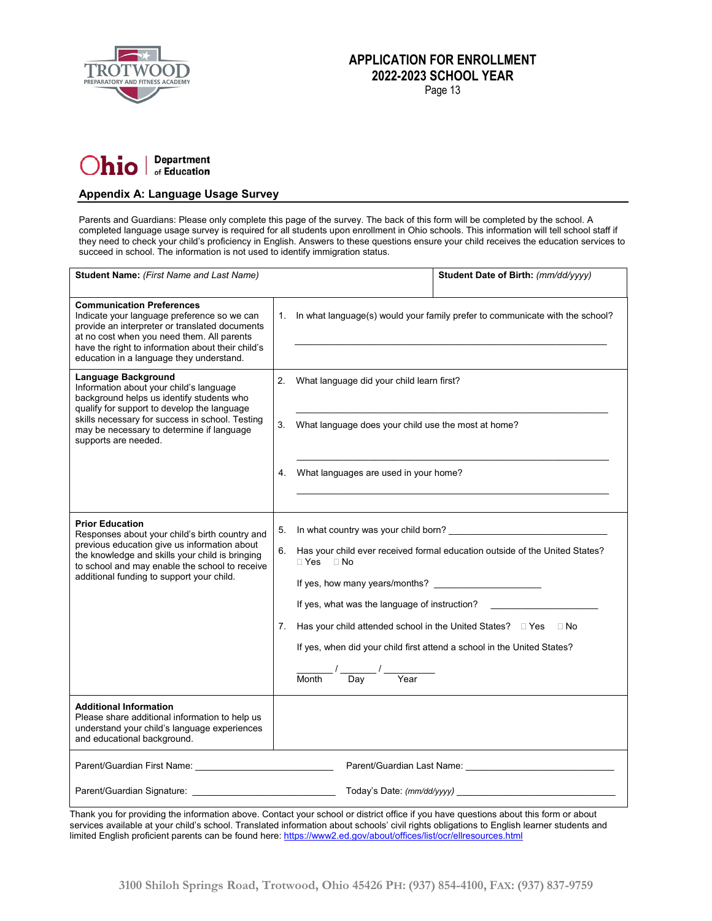# APPLICATION FOR ENROLLMENT
## 2022-2023 SCHOOL YEAR

Ohio | Department of Education

### Appendix A: Language Usage Survey

Parents and Guardians: Please only complete this page of the survey. The back of this form will be completed by the school. A completed language usage survey is required for all students upon enrollment in Ohio schools. This information will tell school staff if they need to check your child's proficiency in English. Answers to these questions ensure your child receives the education services to succeed in school. The information is not used to identify immigration status.

| | |
|---|---|
| **Student Name:** *(First Name and Last Name)* | **Student Date of Birth:** *(mm/dd/yyyy)* |
| **Communication Preferences**<br>Indicate your language preference so we can provide an interpreter or translated documents at no cost when you need them. All parents have the right to information about their child's education in a language they understand. | 1. In what language(s) would your family prefer to communicate with the school?<br>\_\_\_\_\_\_\_\_\_\_\_\_\_\_\_\_\_\_\_\_\_\_\_\_\_\_\_\_\_\_\_\_\_\_\_\_ |
| **Language Background**<br>Information about your child's language background helps us identify students who qualify for support to develop the language skills necessary for success in school. Testing may be necessary to determine if language supports are needed. | 2. What language did your child learn first?<br>\_\_\_\_\_\_\_\_\_\_\_\_\_\_\_\_\_\_\_\_\_\_\_\_\_\_\_\_\_\_\_\_\_\_\_\_<br>3. What language does your child use the most at home?<br>\_\_\_\_\_\_\_\_\_\_\_\_\_\_\_\_\_\_\_\_\_\_\_\_\_\_\_\_\_\_\_\_\_\_\_\_<br>4. What languages are used in your home?<br>\_\_\_\_\_\_\_\_\_\_\_\_\_\_\_\_\_\_\_\_\_\_\_\_\_\_\_\_\_\_\_\_\_\_\_\_ |
| **Prior Education**<br>Responses about your child's birth country and previous education give us information about the knowledge and skills your child is bringing to school and may enable the school to receive additional funding to support your child. | 5. In what country was your child born? \_\_\_\_\_\_\_\_\_\_\_\_\_\_\_\_\_\_\_\_<br>6. Has your child ever received formal education outside of the United States? ☐ Yes ☐ No<br>If yes, how many years/months? \_\_\_\_\_\_\_\_\_\_\_\_\_\_\_\_<br>If yes, what was the language of instruction? \_\_\_\_\_\_\_\_\_\_\_\_\_\_\_\_<br>7. Has your child attended school in the United States? ☐ Yes ☐ No<br>If yes, when did your child first attend a school in the United States?<br>\_\_\_\_\_\_ / \_\_\_\_\_\_ / \_\_\_\_\_\_\_\_<br>Month Day Year |
| **Additional Information**<br>Please share additional information to help us understand your child's language experiences and educational background. | |
| Parent/Guardian First Name: \_\_\_\_\_\_\_\_\_\_\_\_\_\_\_\_\_\_\_\_ | Parent/Guardian Last Name: \_\_\_\_\_\_\_\_\_\_\_\_\_\_\_\_\_\_\_\_ |
| Parent/Guardian Signature: \_\_\_\_\_\_\_\_\_\_\_\_\_\_\_\_\_\_\_\_ | Today's Date: *(mm/dd/yyyy)* \_\_\_\_\_\_\_\_\_\_\_\_\_\_\_\_\_\_\_\_ |

Thank you for providing the information above. Contact your school or district office if you have questions about this form or about services available at your child's school. Translated information about schools' civil rights obligations to English learner students and limited English proficient parents can be found here: https://www2.ed.gov/about/offices/list/ocr/ellresources.html

3100 Shiloh Springs Road, Trotwood, Ohio 45426 PH: (937) 854-4100, FAX: (937) 837-9759